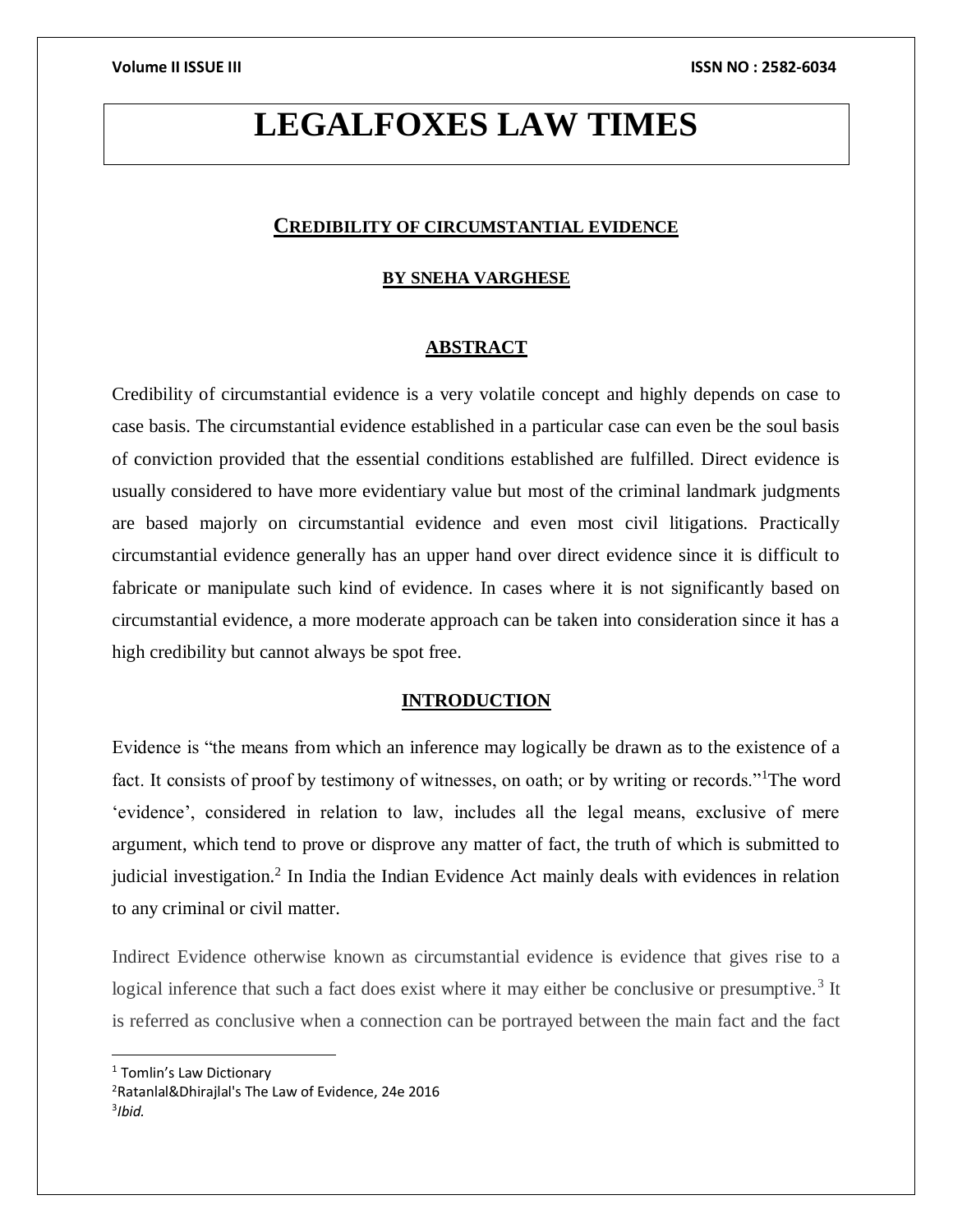# LEGALFOXES LAW TIMES

## CREDIBILITY OF CIRCUMSTANTIAL EVIDENCE

**BY SNEHA VARGHESE**

## ABSTRACT

Credibility of circumstantial evidence is a very volatile concept and highly depends on case to case basis. The circumstantial evidence established in a particular case can even be the soul basis of conviction provided that the essential conditions established are fulfilled. Direct evidence is usually considered to have more evidentiary value but most of the criminal landmark judgments are based majorly on circumstantial evidence and even most civil litigations. Practically circumstantial evidence generally has an upper hand over direct evidence since it is difficult to fabricate or manipulate such kind of evidence. In cases where it is not significantly based on circumstantial evidence, a more moderate approach can be taken into consideration since it has a high credibility but cannot always be spot free.

## INTRODUCTION

Evidence is "the means from which an inference may logically be drawn as to the existence of a fact. It consists of proof by testimony of witnesses, on oath; or by writing or records."[1]The word 'evidence', considered in relation to law, includes all the legal means, exclusive of mere argument, which tend to prove or disprove any matter of fact, the truth of which is submitted to judicial investigation.[2] In India the Indian Evidence Act mainly deals with evidences in relation to any criminal or civil matter.

Indirect Evidence otherwise known as circumstantial evidence is evidence that gives rise to a logical inference that such a fact does exist where it may either be conclusive or presumptive.[3] It is referred as conclusive when a connection can be portrayed between the main fact and the fact

---

[1] Tomlin's Law Dictionary

[2] Ratanlal&Dhirajlal's The Law of Evidence, 24e 2016

[3] *Ibid.*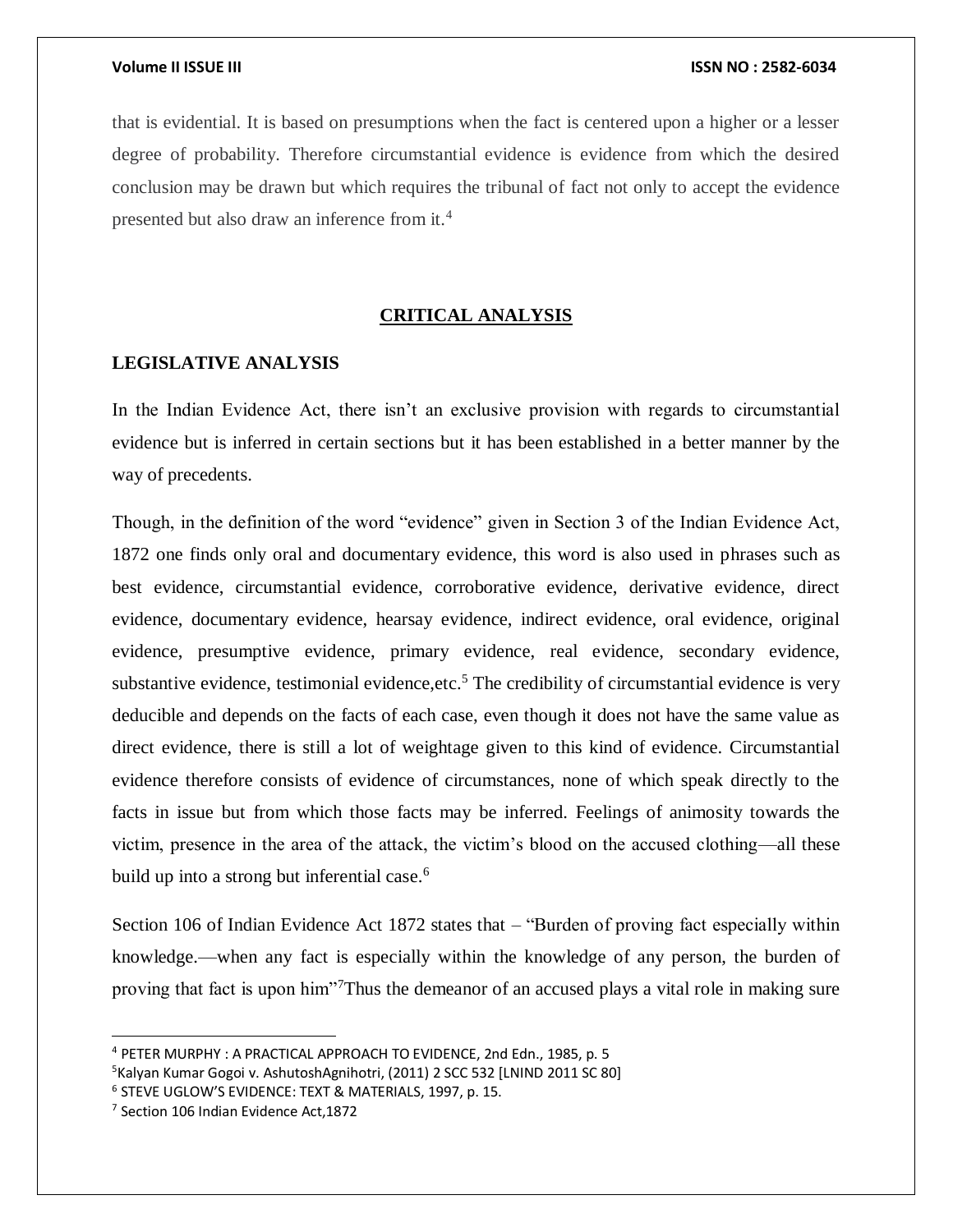that is evidential. It is based on presumptions when the fact is centered upon a higher or a lesser degree of probability. Therefore circumstantial evidence is evidence from which the desired conclusion may be drawn but which requires the tribunal of fact not only to accept the evidence presented but also draw an inference from it.[4]

## CRITICAL ANALYSIS

### LEGISLATIVE ANALYSIS

In the Indian Evidence Act, there isn't an exclusive provision with regards to circumstantial evidence but is inferred in certain sections but it has been established in a better manner by the way of precedents.

Though, in the definition of the word "evidence" given in Section 3 of the Indian Evidence Act, 1872 one finds only oral and documentary evidence, this word is also used in phrases such as best evidence, circumstantial evidence, corroborative evidence, derivative evidence, direct evidence, documentary evidence, hearsay evidence, indirect evidence, oral evidence, original evidence, presumptive evidence, primary evidence, real evidence, secondary evidence, substantive evidence, testimonial evidence,etc.[5] The credibility of circumstantial evidence is very deducible and depends on the facts of each case, even though it does not have the same value as direct evidence, there is still a lot of weightage given to this kind of evidence. Circumstantial evidence therefore consists of evidence of circumstances, none of which speak directly to the facts in issue but from which those facts may be inferred. Feelings of animosity towards the victim, presence in the area of the attack, the victim's blood on the accused clothing—all these build up into a strong but inferential case.[6]

Section 106 of Indian Evidence Act 1872 states that – "Burden of proving fact especially within knowledge.—when any fact is especially within the knowledge of any person, the burden of proving that fact is upon him"[7]Thus the demeanor of an accused plays a vital role in making sure

---

[4] PETER MURPHY : A PRACTICAL APPROACH TO EVIDENCE, 2nd Edn., 1985, p. 5

[5] Kalyan Kumar Gogoi v. AshutoshAgnihotri, (2011) 2 SCC 532 [LNIND 2011 SC 80]

[6] STEVE UGLOW'S EVIDENCE: TEXT & MATERIALS, 1997, p. 15.

[7] Section 106 Indian Evidence Act,1872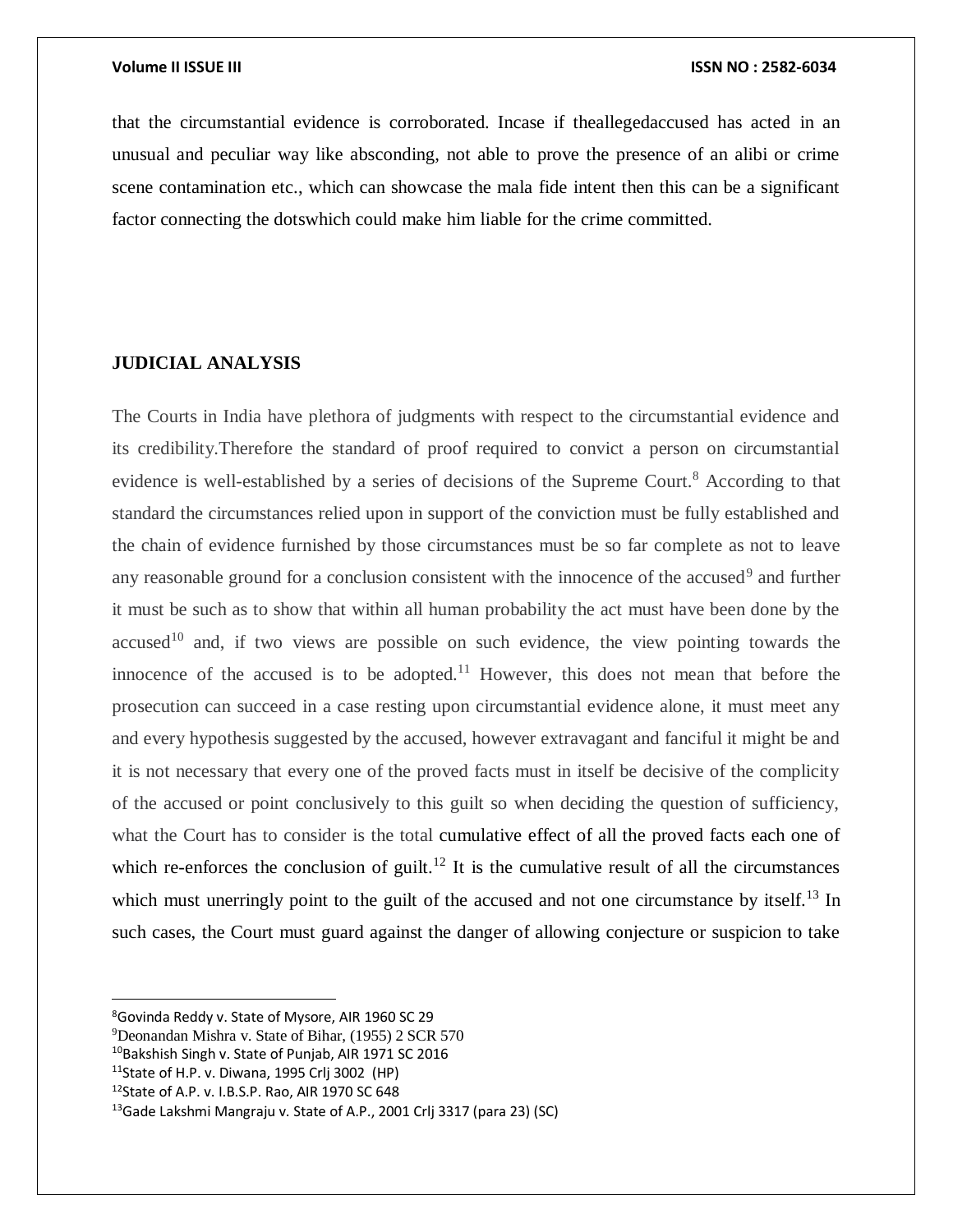that the circumstantial evidence is corroborated. Incase if theallegedaccused has acted in an unusual and peculiar way like absconding, not able to prove the presence of an alibi or crime scene contamination etc., which can showcase the mala fide intent then this can be a significant factor connecting the dotswhich could make him liable for the crime committed.

## JUDICIAL ANALYSIS

The Courts in India have plethora of judgments with respect to the circumstantial evidence and its credibility.Therefore the standard of proof required to convict a person on circumstantial evidence is well-established by a series of decisions of the Supreme Court.[8] According to that standard the circumstances relied upon in support of the conviction must be fully established and the chain of evidence furnished by those circumstances must be so far complete as not to leave any reasonable ground for a conclusion consistent with the innocence of the accused[9] and further it must be such as to show that within all human probability the act must have been done by the accused[10] and, if two views are possible on such evidence, the view pointing towards the innocence of the accused is to be adopted.[11] However, this does not mean that before the prosecution can succeed in a case resting upon circumstantial evidence alone, it must meet any and every hypothesis suggested by the accused, however extravagant and fanciful it might be and it is not necessary that every one of the proved facts must in itself be decisive of the complicity of the accused or point conclusively to this guilt so when deciding the question of sufficiency, what the Court has to consider is the total cumulative effect of all the proved facts each one of which re-enforces the conclusion of guilt.[12] It is the cumulative result of all the circumstances which must unerringly point to the guilt of the accused and not one circumstance by itself.[13] In such cases, the Court must guard against the danger of allowing conjecture or suspicion to take

---

[8] Govinda Reddy v. State of Mysore, AIR 1960 SC 29

[9] Deonandan Mishra v. State of Bihar, (1955) 2 SCR 570

[10] Bakshish Singh v. State of Punjab, AIR 1971 SC 2016

[11] State of H.P. v. Diwana, 1995 Crlj 3002 (HP)

[12] State of A.P. v. I.B.S.P. Rao, AIR 1970 SC 648

[13] Gade Lakshmi Mangraju v. State of A.P., 2001 Crlj 3317 (para 23) (SC)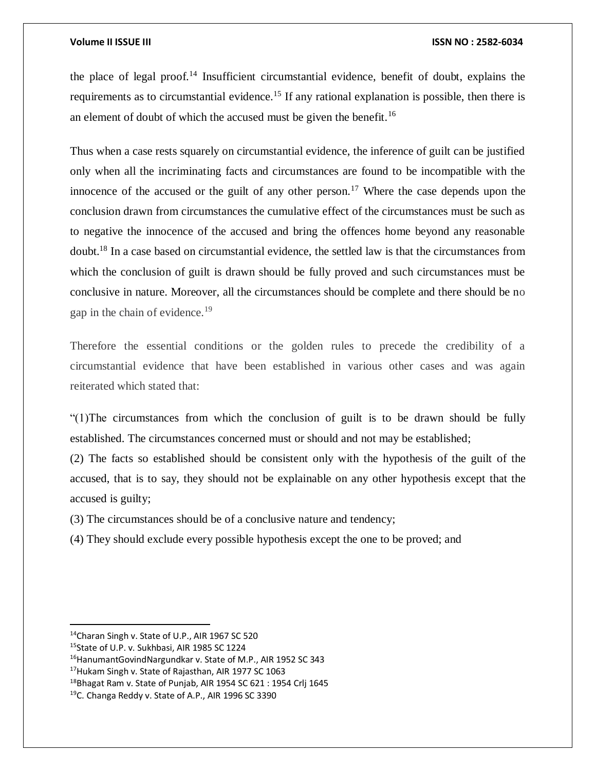the place of legal proof.[14] Insufficient circumstantial evidence, benefit of doubt, explains the requirements as to circumstantial evidence.[15] If any rational explanation is possible, then there is an element of doubt of which the accused must be given the benefit.[16]

Thus when a case rests squarely on circumstantial evidence, the inference of guilt can be justified only when all the incriminating facts and circumstances are found to be incompatible with the innocence of the accused or the guilt of any other person.[17] Where the case depends upon the conclusion drawn from circumstances the cumulative effect of the circumstances must be such as to negative the innocence of the accused and bring the offences home beyond any reasonable doubt.[18] In a case based on circumstantial evidence, the settled law is that the circumstances from which the conclusion of guilt is drawn should be fully proved and such circumstances must be conclusive in nature. Moreover, all the circumstances should be complete and there should be no gap in the chain of evidence.[19]

Therefore the essential conditions or the golden rules to precede the credibility of a circumstantial evidence that have been established in various other cases and was again reiterated which stated that:

"(1)The circumstances from which the conclusion of guilt is to be drawn should be fully established. The circumstances concerned must or should and not may be established;

(2) The facts so established should be consistent only with the hypothesis of the guilt of the accused, that is to say, they should not be explainable on any other hypothesis except that the accused is guilty;

(3) The circumstances should be of a conclusive nature and tendency;

(4) They should exclude every possible hypothesis except the one to be proved; and

---

[14] Charan Singh v. State of U.P., AIR 1967 SC 520

[15] State of U.P. v. Sukhbasi, AIR 1985 SC 1224

[16] HanumantGovindNargundkar v. State of M.P., AIR 1952 SC 343

[17] Hukam Singh v. State of Rajasthan, AIR 1977 SC 1063

[18] Bhagat Ram v. State of Punjab, AIR 1954 SC 621 : 1954 Crlj 1645

[19] C. Changa Reddy v. State of A.P., AIR 1996 SC 3390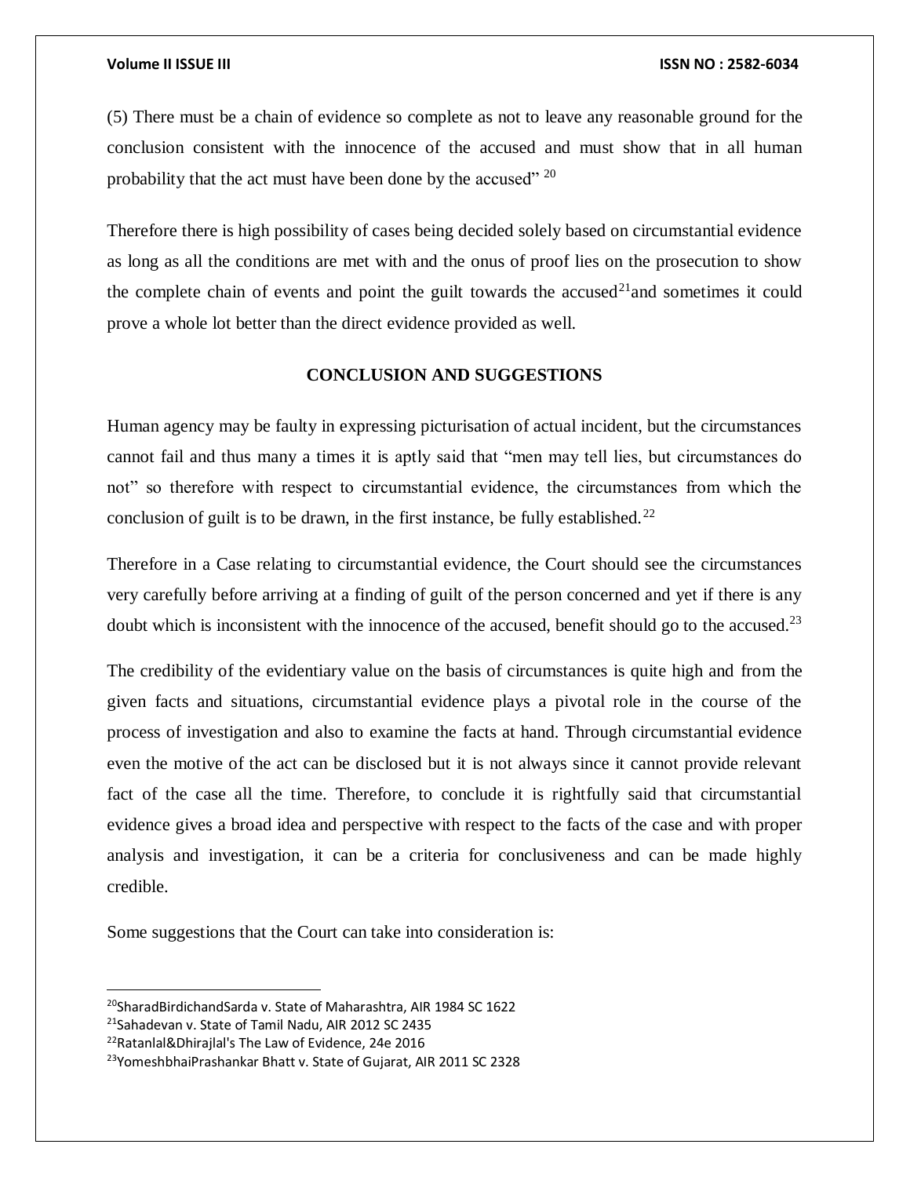(5) There must be a chain of evidence so complete as not to leave any reasonable ground for the conclusion consistent with the innocence of the accused and must show that in all human probability that the act must have been done by the accused" [20]

Therefore there is high possibility of cases being decided solely based on circumstantial evidence as long as all the conditions are met with and the onus of proof lies on the prosecution to show the complete chain of events and point the guilt towards the accused[21]and sometimes it could prove a whole lot better than the direct evidence provided as well.

## CONCLUSION AND SUGGESTIONS

Human agency may be faulty in expressing picturisation of actual incident, but the circumstances cannot fail and thus many a times it is aptly said that "men may tell lies, but circumstances do not" so therefore with respect to circumstantial evidence, the circumstances from which the conclusion of guilt is to be drawn, in the first instance, be fully established.[22]

Therefore in a Case relating to circumstantial evidence, the Court should see the circumstances very carefully before arriving at a finding of guilt of the person concerned and yet if there is any doubt which is inconsistent with the innocence of the accused, benefit should go to the accused.[23]

The credibility of the evidentiary value on the basis of circumstances is quite high and from the given facts and situations, circumstantial evidence plays a pivotal role in the course of the process of investigation and also to examine the facts at hand. Through circumstantial evidence even the motive of the act can be disclosed but it is not always since it cannot provide relevant fact of the case all the time. Therefore, to conclude it is rightfully said that circumstantial evidence gives a broad idea and perspective with respect to the facts of the case and with proper analysis and investigation, it can be a criteria for conclusiveness and can be made highly credible.

Some suggestions that the Court can take into consideration is:

---

[20]SharadBirdichandSarda v. State of Maharashtra, AIR 1984 SC 1622

[21]Sahadevan v. State of Tamil Nadu, AIR 2012 SC 2435

[22]Ratanlal&Dhirajlal's The Law of Evidence, 24e 2016

[23]YomeshbhaiPrashankar Bhatt v. State of Gujarat, AIR 2011 SC 2328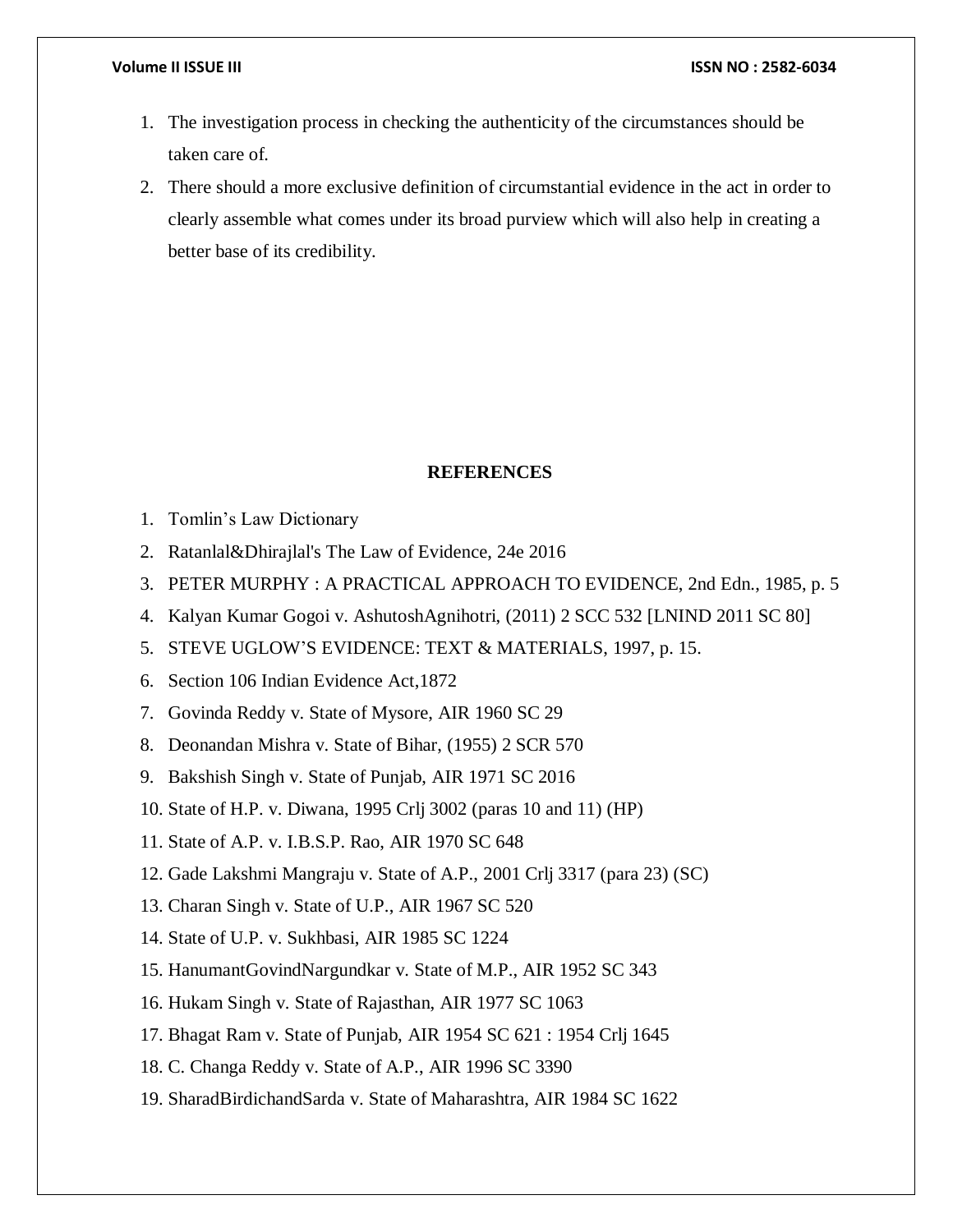1. The investigation process in checking the authenticity of the circumstances should be taken care of.
2. There should a more exclusive definition of circumstantial evidence in the act in order to clearly assemble what comes under its broad purview which will also help in creating a better base of its credibility.

## REFERENCES

1. Tomlin's Law Dictionary
2. Ratanlal&Dhirajlal's The Law of Evidence, 24e 2016
3. PETER MURPHY : A PRACTICAL APPROACH TO EVIDENCE, 2nd Edn., 1985, p. 5
4. Kalyan Kumar Gogoi v. AshutoshAgnihotri, (2011) 2 SCC 532 [LNIND 2011 SC 80]
5. STEVE UGLOW'S EVIDENCE: TEXT & MATERIALS, 1997, p. 15.
6. Section 106 Indian Evidence Act,1872
7. Govinda Reddy v. State of Mysore, AIR 1960 SC 29
8. Deonandan Mishra v. State of Bihar, (1955) 2 SCR 570
9. Bakshish Singh v. State of Punjab, AIR 1971 SC 2016
10. State of H.P. v. Diwana, 1995 Crlj 3002 (paras 10 and 11) (HP)
11. State of A.P. v. I.B.S.P. Rao, AIR 1970 SC 648
12. Gade Lakshmi Mangraju v. State of A.P., 2001 Crlj 3317 (para 23) (SC)
13. Charan Singh v. State of U.P., AIR 1967 SC 520
14. State of U.P. v. Sukhbasi, AIR 1985 SC 1224
15. HanumantGovindNargundkar v. State of M.P., AIR 1952 SC 343
16. Hukam Singh v. State of Rajasthan, AIR 1977 SC 1063
17. Bhagat Ram v. State of Punjab, AIR 1954 SC 621 : 1954 Crlj 1645
18. C. Changa Reddy v. State of A.P., AIR 1996 SC 3390
19. SharadBirdichandSarda v. State of Maharashtra, AIR 1984 SC 1622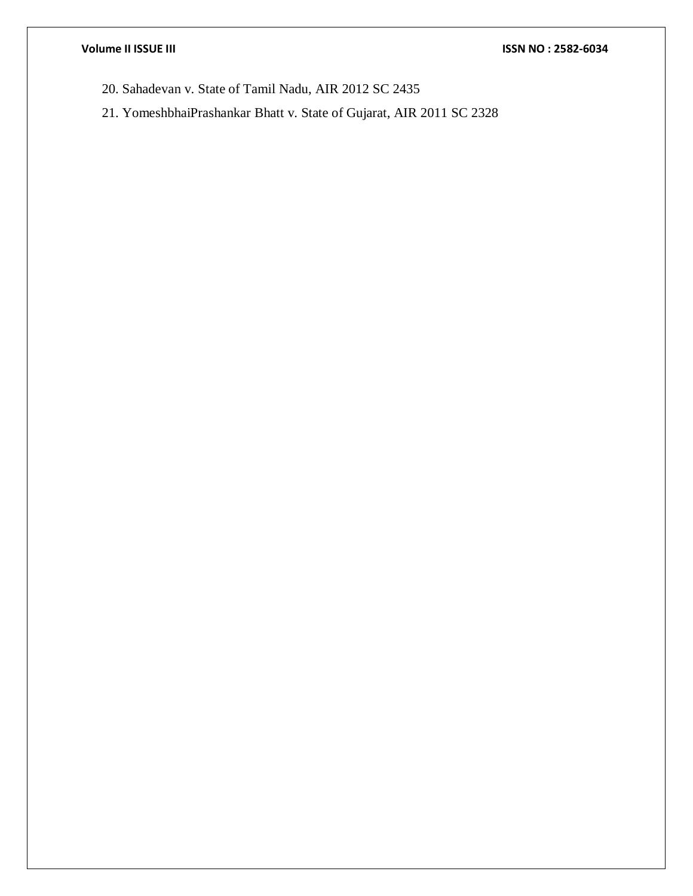20. Sahadevan v. State of Tamil Nadu, AIR 2012 SC 2435
21. YomeshbhaiPrashankar Bhatt v. State of Gujarat, AIR 2011 SC 2328